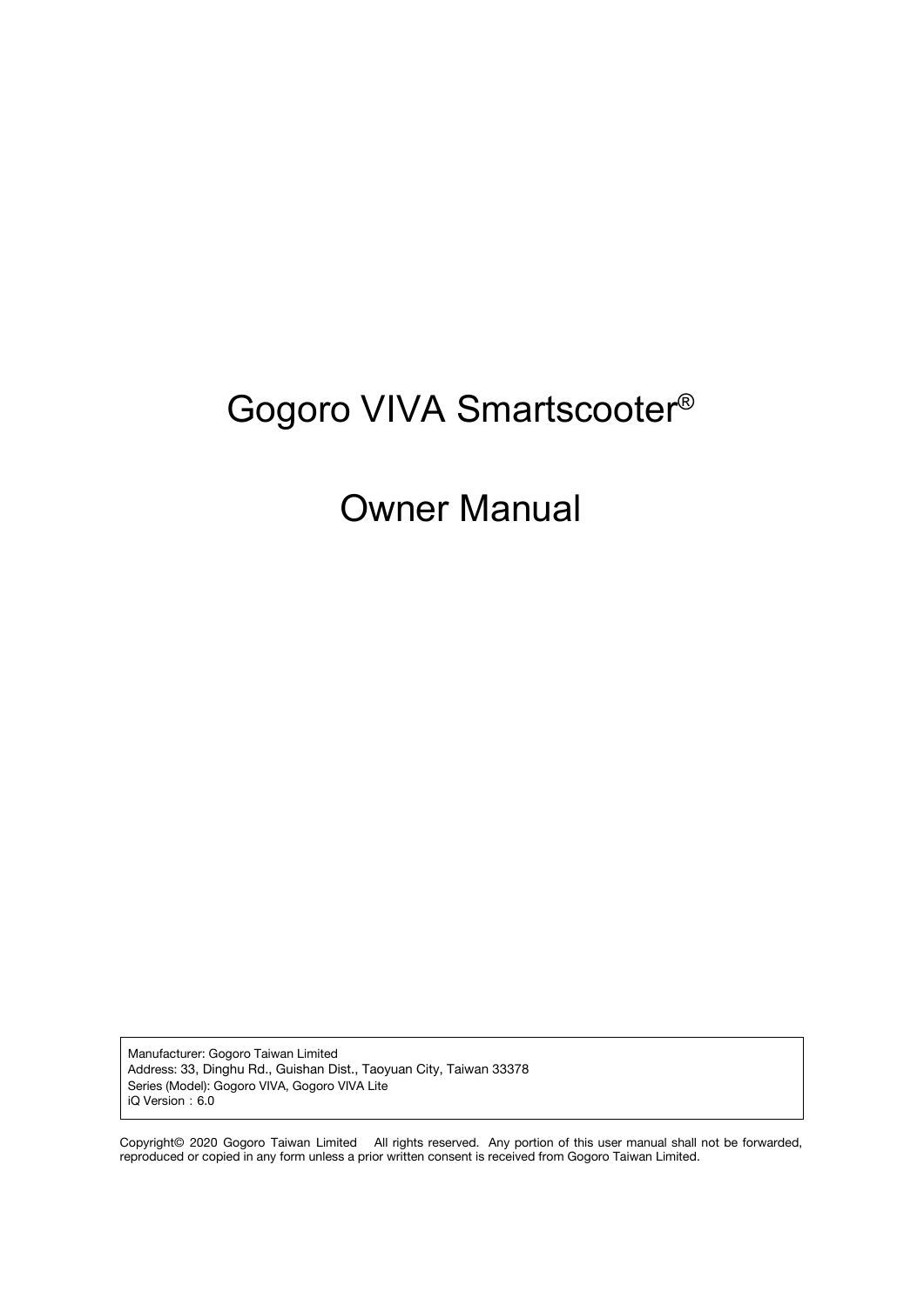# Gogoro VIVA Smartscooter®

# Owner Manual

Manufacturer: Gogoro Taiwan Limited
Address: 33, Dinghu Rd., Guishan Dist., Taoyuan City, Taiwan 33378
Series (Model): Gogoro VIVA, Gogoro VIVA Lite
iQ Version：6.0

Copyright© 2020 Gogoro Taiwan Limited All rights reserved. Any portion of this user manual shall not be forwarded, reproduced or copied in any form unless a prior written consent is received from Gogoro Taiwan Limited.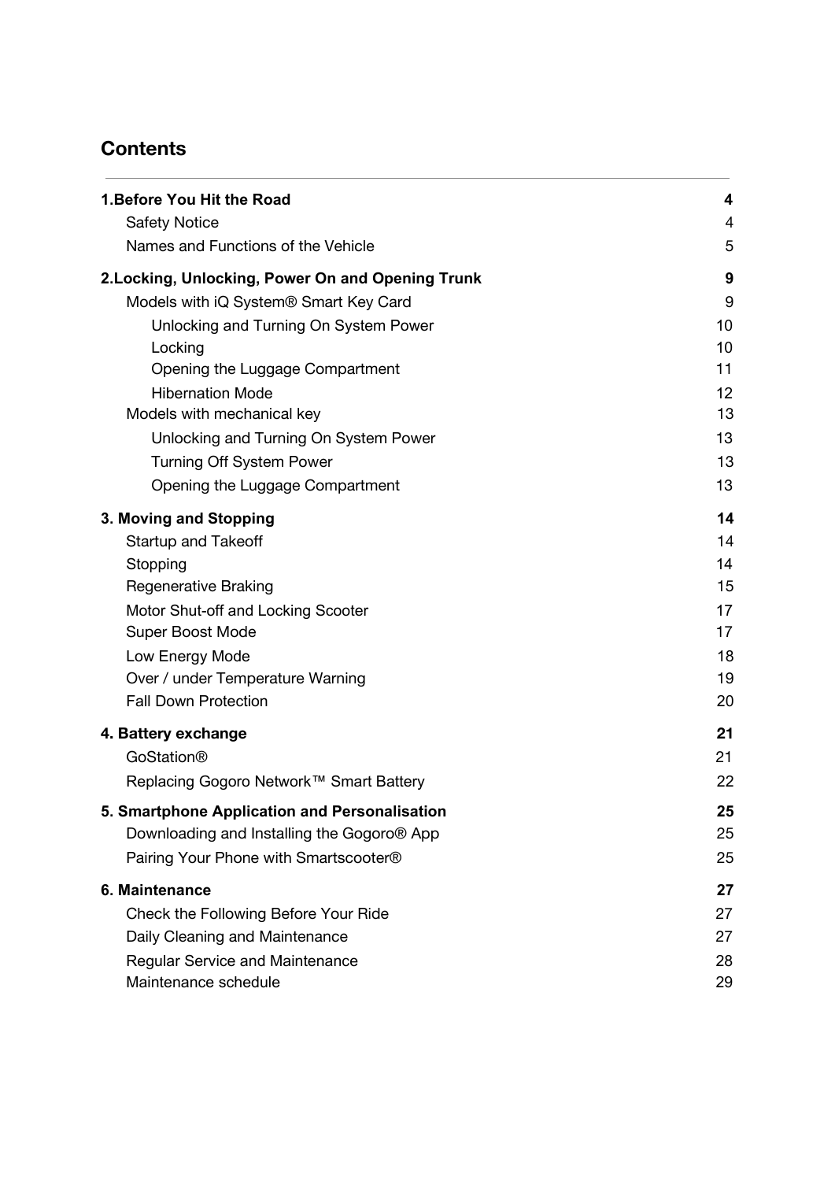# Contents

| | |
|---|---|
| **1.Before You Hit the Road** | **4** |
| Safety Notice | 4 |
| Names and Functions of the Vehicle | 5 |
| **2.Locking, Unlocking, Power On and Opening Trunk** | **9** |
| Models with iQ System® Smart Key Card | 9 |
| Unlocking and Turning On System Power | 10 |
| Locking | 10 |
| Opening the Luggage Compartment | 11 |
| Hibernation Mode | 12 |
| Models with mechanical key | 13 |
| Unlocking and Turning On System Power | 13 |
| Turning Off System Power | 13 |
| Opening the Luggage Compartment | 13 |
| **3. Moving and Stopping** | **14** |
| Startup and Takeoff | 14 |
| Stopping | 14 |
| Regenerative Braking | 15 |
| Motor Shut-off and Locking Scooter | 17 |
| Super Boost Mode | 17 |
| Low Energy Mode | 18 |
| Over / under Temperature Warning | 19 |
| Fall Down Protection | 20 |
| **4. Battery exchange** | **21** |
| GoStation® | 21 |
| Replacing Gogoro Network™ Smart Battery | 22 |
| **5. Smartphone Application and Personalisation** | **25** |
| Downloading and Installing the Gogoro® App | 25 |
| Pairing Your Phone with Smartscooter® | 25 |
| **6. Maintenance** | **27** |
| Check the Following Before Your Ride | 27 |
| Daily Cleaning and Maintenance | 27 |
| Regular Service and Maintenance | 28 |
| Maintenance schedule | 29 |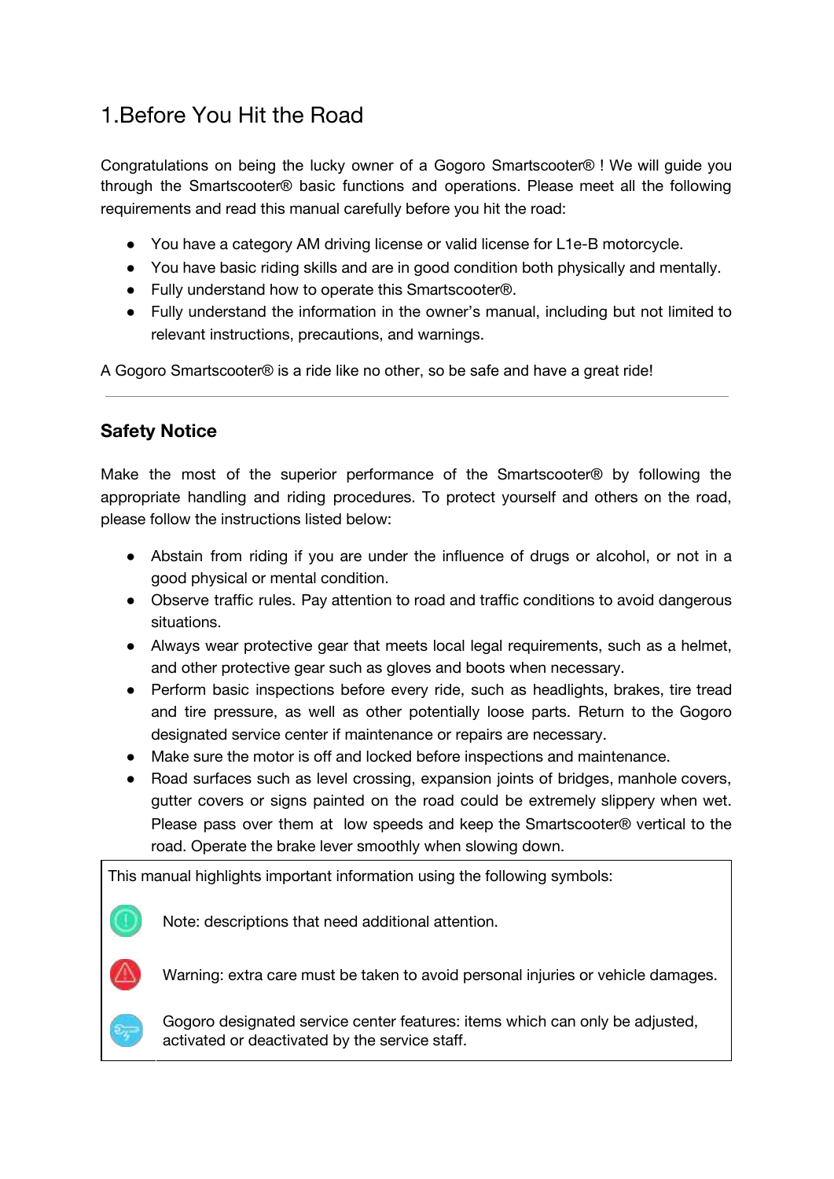# 1.Before You Hit the Road

Congratulations on being the lucky owner of a Gogoro Smartscooter® ! We will guide you through the Smartscooter® basic functions and operations. Please meet all the following requirements and read this manual carefully before you hit the road:

- You have a category AM driving license or valid license for L1e-B motorcycle.
- You have basic riding skills and are in good condition both physically and mentally.
- Fully understand how to operate this Smartscooter®.
- Fully understand the information in the owner's manual, including but not limited to relevant instructions, precautions, and warnings.

A Gogoro Smartscooter® is a ride like no other, so be safe and have a great ride!

---

## Safety Notice

Make the most of the superior performance of the Smartscooter® by following the appropriate handling and riding procedures. To protect yourself and others on the road, please follow the instructions listed below:

- Abstain from riding if you are under the influence of drugs or alcohol, or not in a good physical or mental condition.
- Observe traffic rules. Pay attention to road and traffic conditions to avoid dangerous situations.
- Always wear protective gear that meets local legal requirements, such as a helmet, and other protective gear such as gloves and boots when necessary.
- Perform basic inspections before every ride, such as headlights, brakes, tire tread and tire pressure, as well as other potentially loose parts. Return to the Gogoro designated service center if maintenance or repairs are necessary.
- Make sure the motor is off and locked before inspections and maintenance.
- Road surfaces such as level crossing, expansion joints of bridges, manhole covers, gutter covers or signs painted on the road could be extremely slippery when wet. Please pass over them at low speeds and keep the Smartscooter® vertical to the road. Operate the brake lever smoothly when slowing down.

This manual highlights important information using the following symbols:

Note: descriptions that need additional attention.

Warning: extra care must be taken to avoid personal injuries or vehicle damages.

Gogoro designated service center features: items which can only be adjusted, activated or deactivated by the service staff.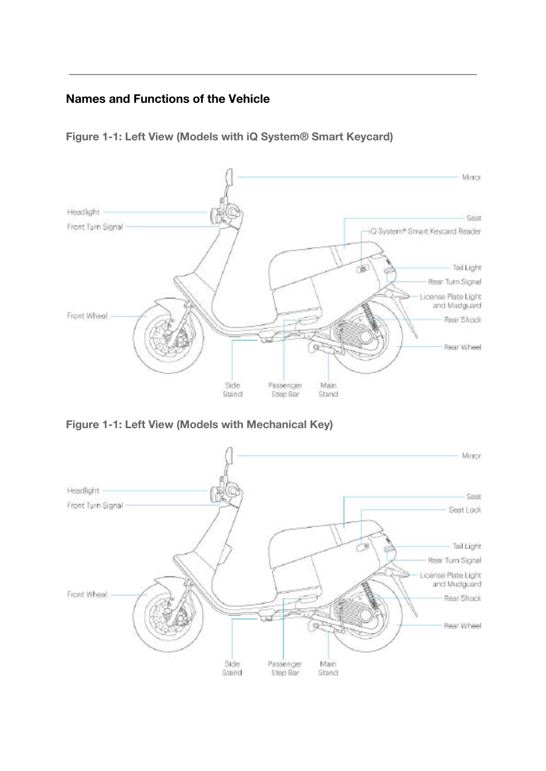## Names and Functions of the Vehicle

**Figure 1-1: Left View (Models with iQ System® Smart Keycard)**

Mirror

Headlight

Front Turn Signal

Seat

iQ System® Smart Keycard Reader

Tail Light

Rear Turn Signal

License Plate Light and Mudguard

Front Wheel

Rear Shock

Rear Wheel

Side Stand

Passenger Step Bar

Main Stand

**Figure 1-1: Left View (Models with Mechanical Key)**

Mirror

Headlight

Front Turn Signal

Seat

Seat Lock

Tail Light

Rear Turn Signal

License Plate Light and Mudguard

Front Wheel

Rear Shock

Rear Wheel

Side Stand

Passenger Step Bar

Main Stand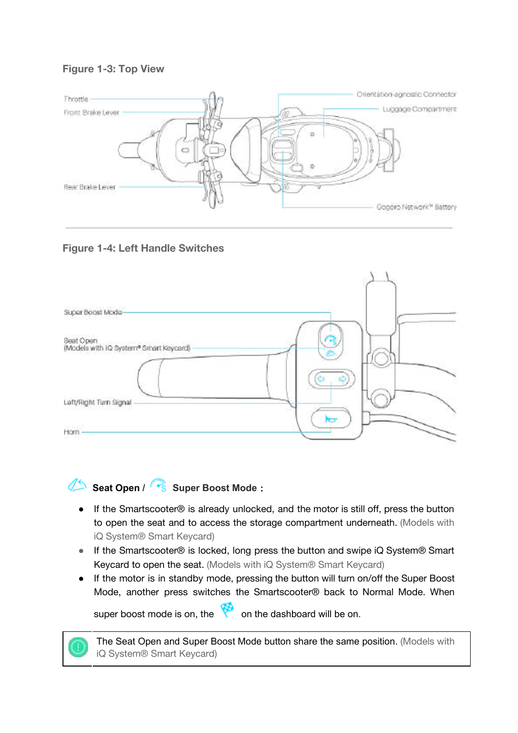### Figure 1-3: Top View

Throttle

Front Brake Lever

Rear Brake Lever

Orientation-agnostic Connector

Luggage Compartment

Gogoro Network™ Battery

### Figure 1-4: Left Handle Switches

Super Boost Mode

Seat Open
(Models with iQ System® Smart Keycard)

Left/Right Turn Signal

Horn

**Seat Open / Super Boost Mode :**

- If the Smartscooter® is already unlocked, and the motor is still off, press the button to open the seat and to access the storage compartment underneath. (Models with iQ System® Smart Keycard)
- If the Smartscooter® is locked, long press the button and swipe iQ System® Smart Keycard to open the seat. (Models with iQ System® Smart Keycard)
- If the motor is in standby mode, pressing the button will turn on/off the Super Boost Mode, another press switches the Smartscooter® back to Normal Mode. When super boost mode is on, the on the dashboard will be on.

> The Seat Open and Super Boost Mode button share the same position. (Models with iQ System® Smart Keycard)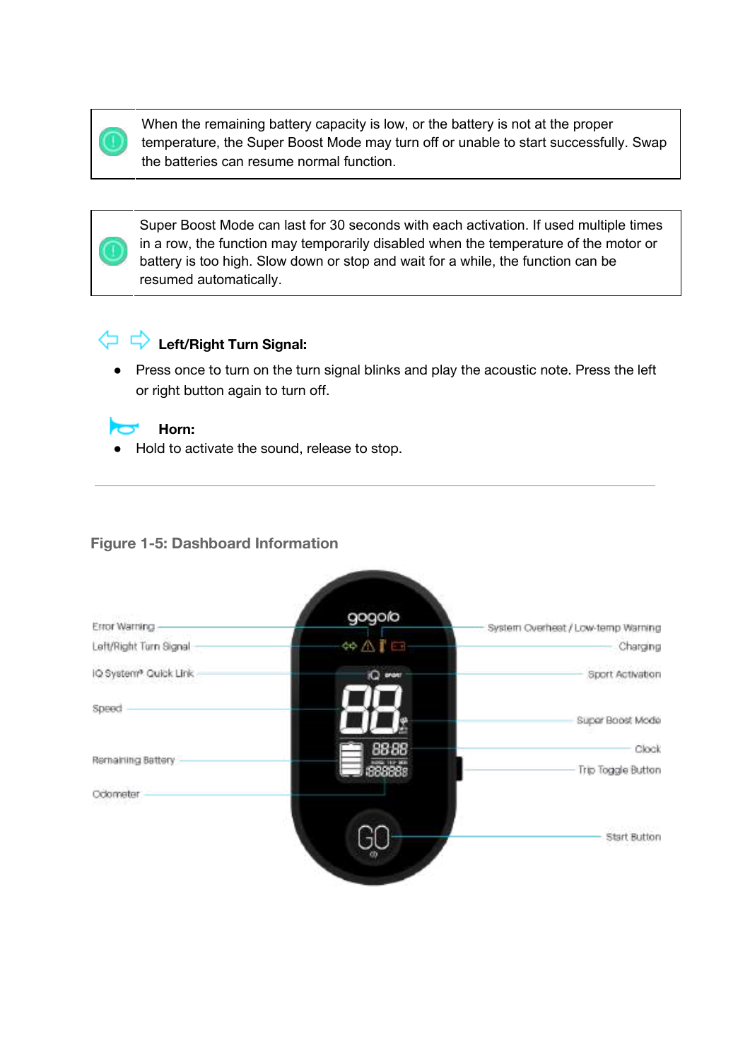> When the remaining battery capacity is low, or the battery is not at the proper temperature, the Super Boost Mode may turn off or unable to start successfully. Swap the batteries can resume normal function.

> Super Boost Mode can last for 30 seconds with each activation. If used multiple times in a row, the function may temporarily disabled when the temperature of the motor or battery is too high. Slow down or stop and wait for a while, the function can be resumed automatically.

**Left/Right Turn Signal:**

- Press once to turn on the turn signal blinks and play the acoustic note. Press the left or right button again to turn off.

**Horn:**

- Hold to activate the sound, release to stop.

---

**Figure 1-5: Dashboard Information**

Error Warning
Left/Right Turn Signal
iQ System® Quick Link
Speed
Remaining Battery
Odometer
System Overheat / Low-temp Warning
Charging
Sport Activation
Super Boost Mode
Clock
Trip Toggle Button
Start Button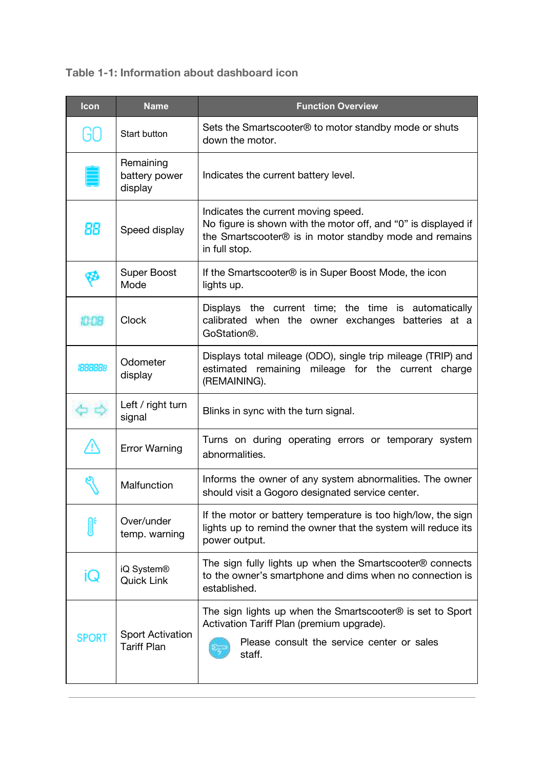**Table 1-1: Information about dashboard icon**

| Icon | Name | Function Overview |
|---|---|---|
| GO | Start button | Sets the Smartscooter® to motor standby mode or shuts down the motor. |
| | Remaining battery power display | Indicates the current battery level. |
| 88 | Speed display | Indicates the current moving speed. No figure is shown with the motor off, and “0” is displayed if the Smartscooter® is in motor standby mode and remains in full stop. |
| | Super Boost Mode | If the Smartscooter® is in Super Boost Mode, the icon lights up. |
| 10:08 | Clock | Displays the current time; the time is automatically calibrated when the owner exchanges batteries at a GoStation®. |
| 188888 | Odometer display | Displays total mileage (ODO), single trip mileage (TRIP) and estimated remaining mileage for the current charge (REMAINING). |
| | Left / right turn signal | Blinks in sync with the turn signal. |
| | Error Warning | Turns on during operating errors or temporary system abnormalities. |
| | Malfunction | Informs the owner of any system abnormalities. The owner should visit a Gogoro designated service center. |
| | Over/under temp. warning | If the motor or battery temperature is too high/low, the sign lights up to remind the owner that the system will reduce its power output. |
| iQ | iQ System® Quick Link | The sign fully lights up when the Smartscooter® connects to the owner’s smartphone and dims when no connection is established. |
| SPORT | Sport Activation Tariff Plan | The sign lights up when the Smartscooter® is set to Sport Activation Tariff Plan (premium upgrade). Please consult the service center or sales staff. |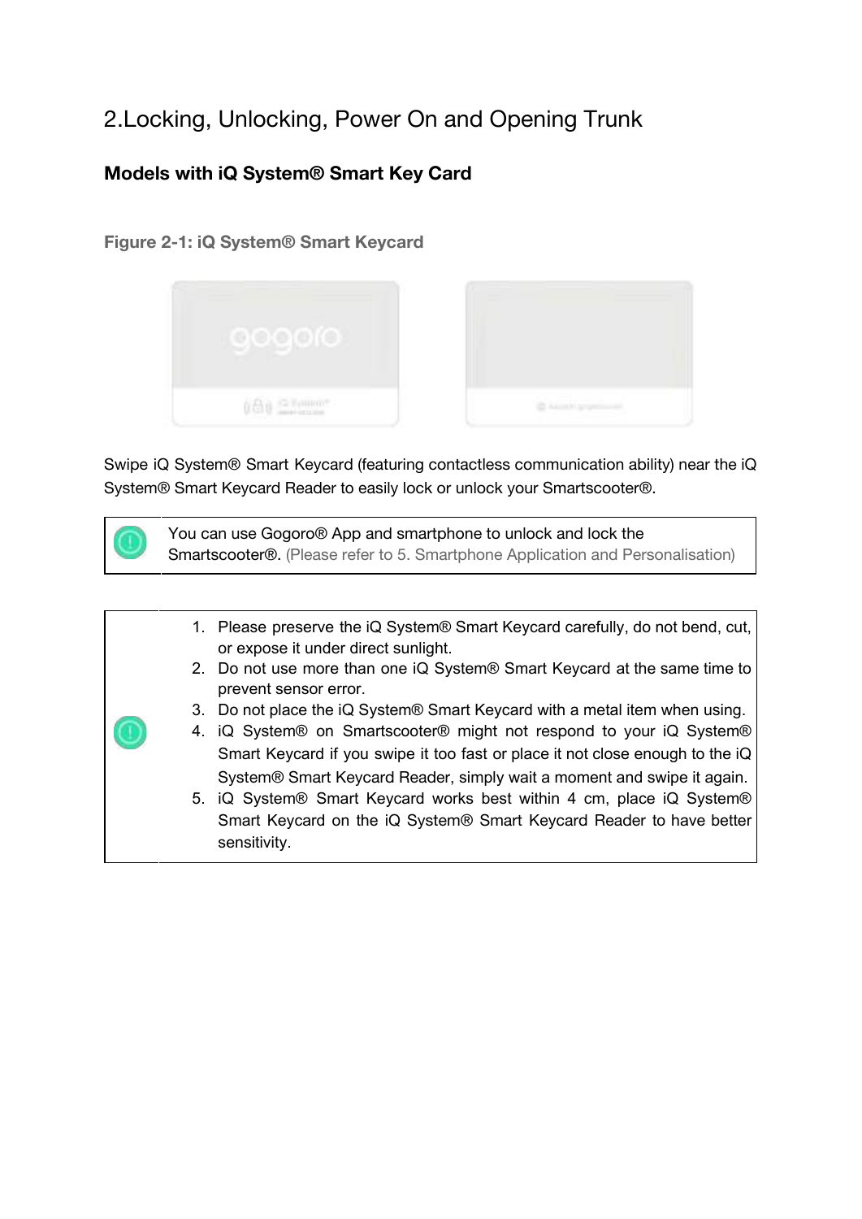# 2.Locking, Unlocking, Power On and Opening Trunk

## Models with iQ System® Smart Key Card

**Figure 2-1: iQ System® Smart Keycard**

Swipe iQ System® Smart Keycard (featuring contactless communication ability) near the iQ System® Smart Keycard Reader to easily lock or unlock your Smartscooter®.

| | |
|---|---|
| ! | You can use Gogoro® App and smartphone to unlock and lock the Smartscooter®. (Please refer to 5. Smartphone Application and Personalisation) |

| | |
|---|---|
| ! | 1. Please preserve the iQ System® Smart Keycard carefully, do not bend, cut, or expose it under direct sunlight.<br>2. Do not use more than one iQ System® Smart Keycard at the same time to prevent sensor error.<br>3. Do not place the iQ System® Smart Keycard with a metal item when using.<br>4. iQ System® on Smartscooter® might not respond to your iQ System® Smart Keycard if you swipe it too fast or place it not close enough to the iQ System® Smart Keycard Reader, simply wait a moment and swipe it again.<br>5. iQ System® Smart Keycard works best within 4 cm, place iQ System® Smart Keycard on the iQ System® Smart Keycard Reader to have better sensitivity. |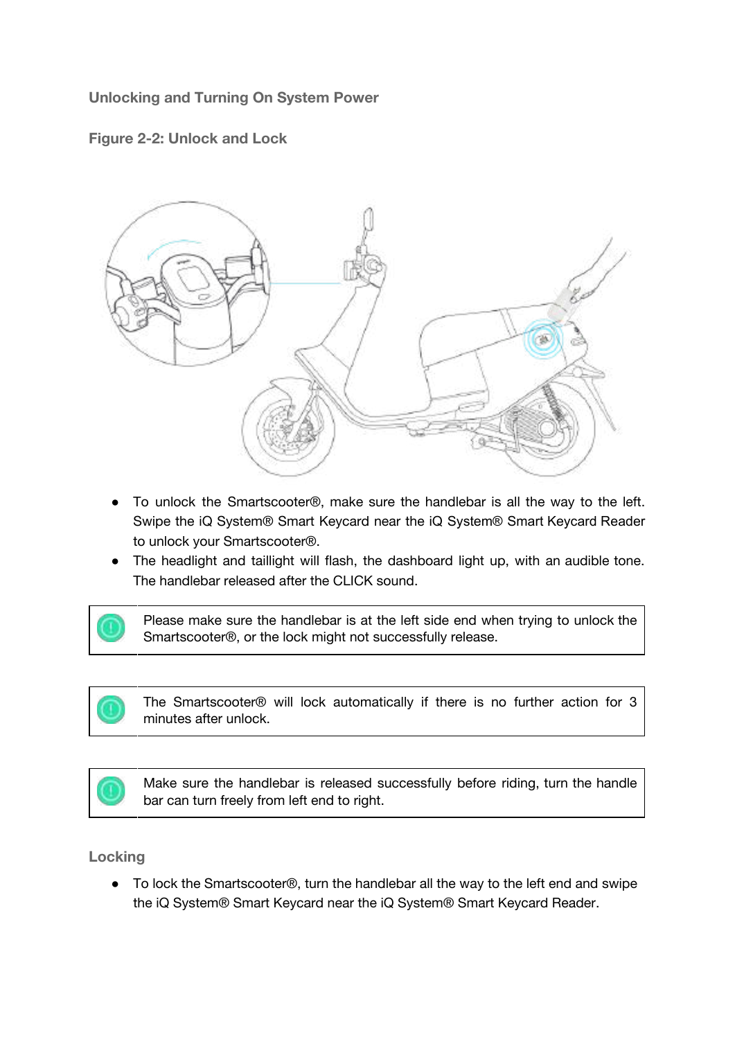### Unlocking and Turning On System Power

**Figure 2-2: Unlock and Lock**

- To unlock the Smartscooter®, make sure the handlebar is all the way to the left. Swipe the iQ System® Smart Keycard near the iQ System® Smart Keycard Reader to unlock your Smartscooter®.
- The headlight and taillight will flash, the dashboard light up, with an audible tone. The handlebar released after the CLICK sound.

> Please make sure the handlebar is at the left side end when trying to unlock the Smartscooter®, or the lock might not successfully release.

> The Smartscooter® will lock automatically if there is no further action for 3 minutes after unlock.

> Make sure the handlebar is released successfully before riding, turn the handle bar can turn freely from left end to right.

### Locking

- To lock the Smartscooter®, turn the handlebar all the way to the left end and swipe the iQ System® Smart Keycard near the iQ System® Smart Keycard Reader.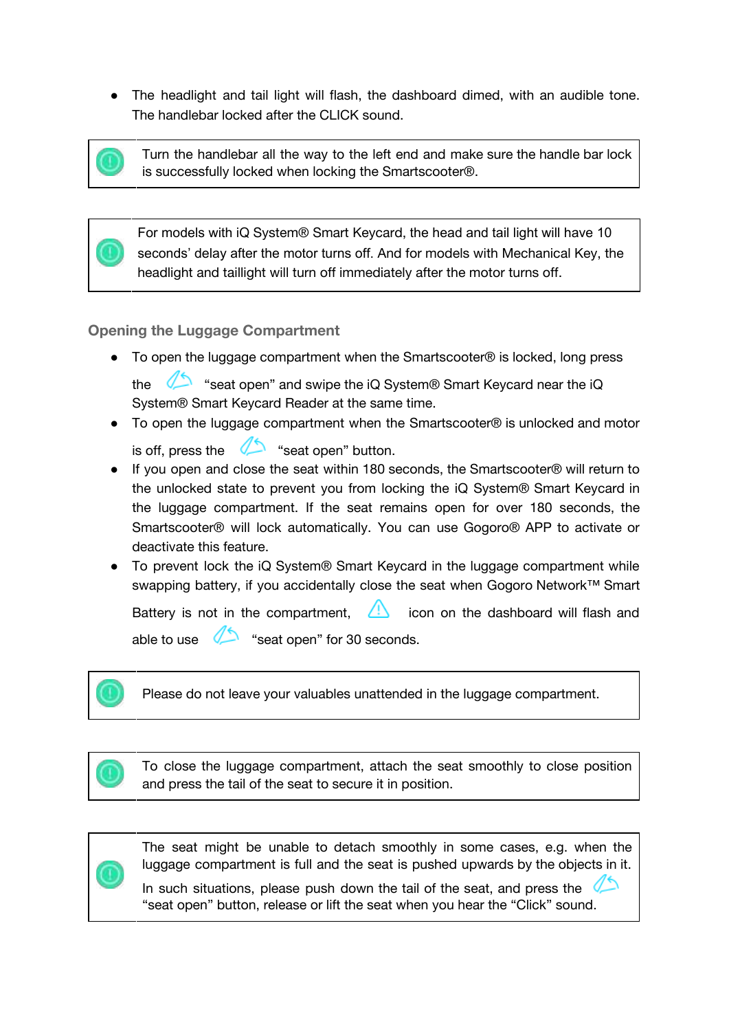- The headlight and tail light will flash, the dashboard dimed, with an audible tone. The handlebar locked after the CLICK sound.

> Turn the handlebar all the way to the left end and make sure the handle bar lock is successfully locked when locking the Smartscooter®.

> For models with iQ System® Smart Keycard, the head and tail light will have 10 seconds' delay after the motor turns off. And for models with Mechanical Key, the headlight and taillight will turn off immediately after the motor turns off.

## Opening the Luggage Compartment

- To open the luggage compartment when the Smartscooter® is locked, long press the "seat open" and swipe the iQ System® Smart Keycard near the iQ System® Smart Keycard Reader at the same time.
- To open the luggage compartment when the Smartscooter® is unlocked and motor is off, press the "seat open" button.
- If you open and close the seat within 180 seconds, the Smartscooter® will return to the unlocked state to prevent you from locking the iQ System® Smart Keycard in the luggage compartment. If the seat remains open for over 180 seconds, the Smartscooter® will lock automatically. You can use Gogoro® APP to activate or deactivate this feature.
- To prevent lock the iQ System® Smart Keycard in the luggage compartment while swapping battery, if you accidentally close the seat when Gogoro Network™ Smart Battery is not in the compartment, icon on the dashboard will flash and able to use "seat open" for 30 seconds.

> Please do not leave your valuables unattended in the luggage compartment.

> To close the luggage compartment, attach the seat smoothly to close position and press the tail of the seat to secure it in position.

> The seat might be unable to detach smoothly in some cases, e.g. when the luggage compartment is full and the seat is pushed upwards by the objects in it. In such situations, please push down the tail of the seat, and press the "seat open" button, release or lift the seat when you hear the "Click" sound.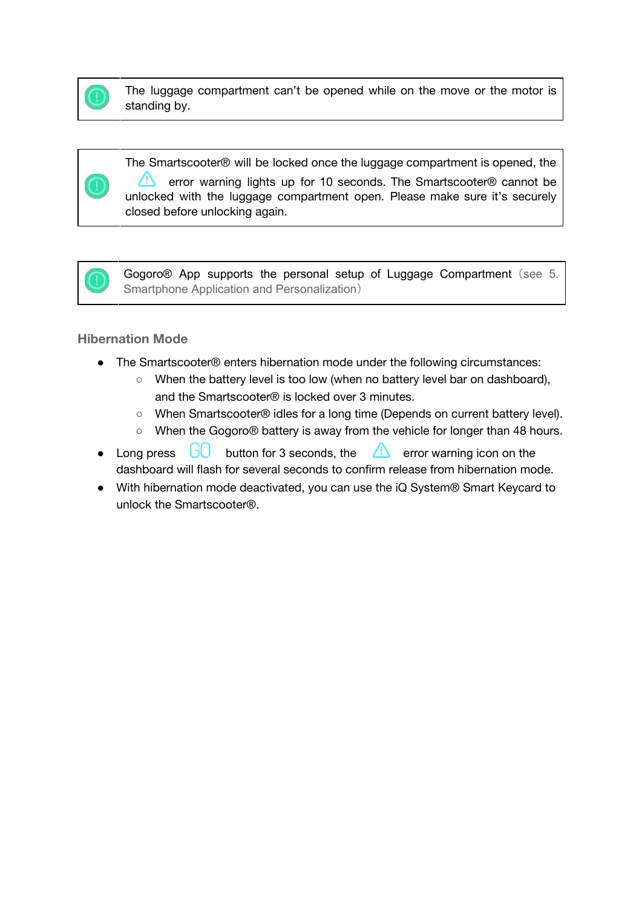| | |
|---|---|
| ⓘ | The luggage compartment can't be opened while on the move or the motor is standing by. |

| | |
|---|---|
| ⓘ | The Smartscooter® will be locked once the luggage compartment is opened, the ⚠ error warning lights up for 10 seconds. The Smartscooter® cannot be unlocked with the luggage compartment open. Please make sure it's securely closed before unlocking again. |

| | |
|---|---|
| ⓘ | Gogoro® App supports the personal setup of Luggage Compartment（see 5. Smartphone Application and Personalization） |

### Hibernation Mode

- The Smartscooter® enters hibernation mode under the following circumstances:
  - When the battery level is too low (when no battery level bar on dashboard), and the Smartscooter® is locked over 3 minutes.
  - When Smartscooter® idles for a long time (Depends on current battery level).
  - When the Gogoro® battery is away from the vehicle for longer than 48 hours.
- Long press GO button for 3 seconds, the ⚠ error warning icon on the dashboard will flash for several seconds to confirm release from hibernation mode.
- With hibernation mode deactivated, you can use the iQ System® Smart Keycard to unlock the Smartscooter®.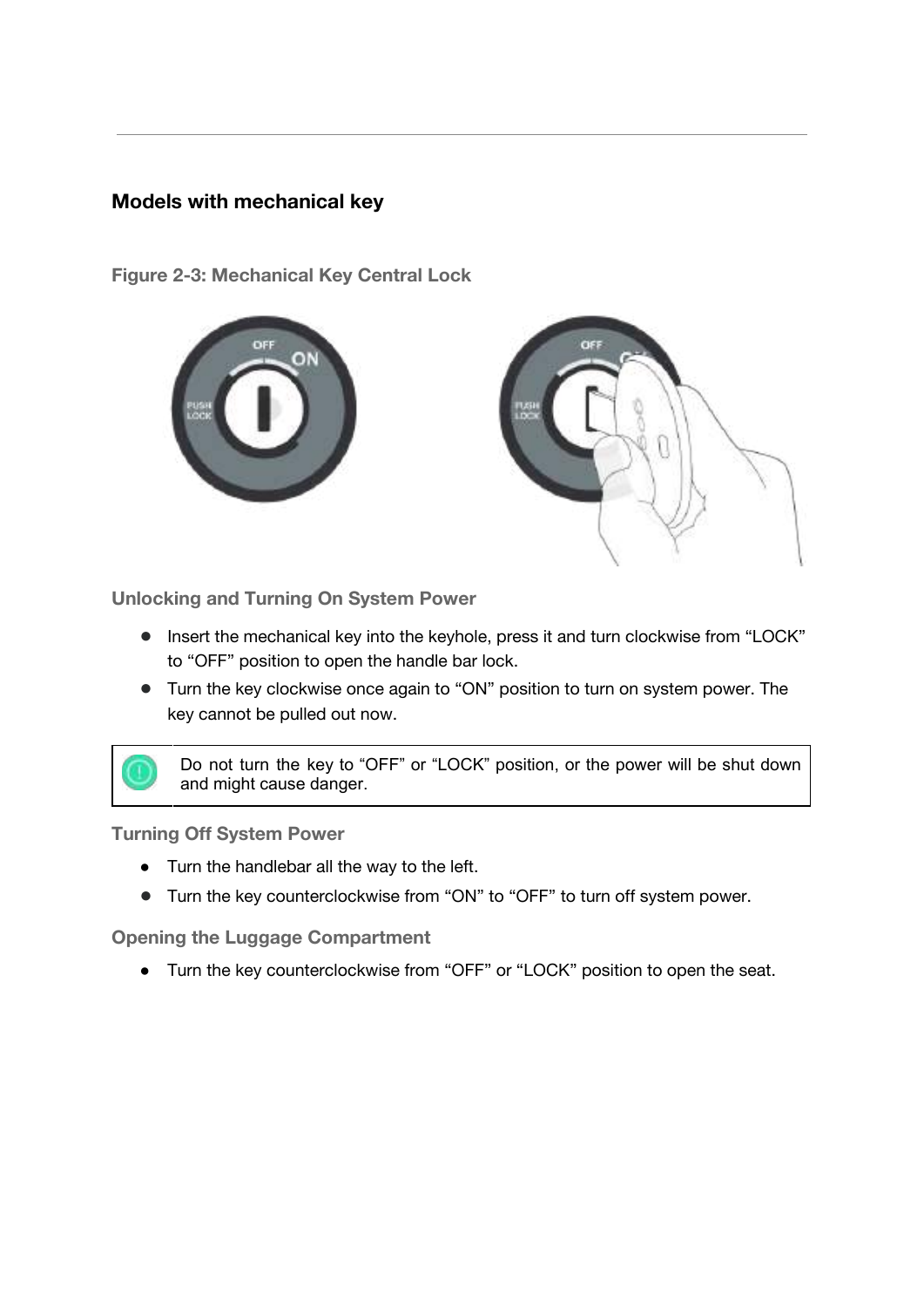## Models with mechanical key

### Figure 2-3: Mechanical Key Central Lock

### Unlocking and Turning On System Power

- Insert the mechanical key into the keyhole, press it and turn clockwise from "LOCK" to "OFF" position to open the handle bar lock.
- Turn the key clockwise once again to "ON" position to turn on system power. The key cannot be pulled out now.

| | Do not turn the key to "OFF" or "LOCK" position, or the power will be shut down and might cause danger. |
|---|---|

### Turning Off System Power

- Turn the handlebar all the way to the left.
- Turn the key counterclockwise from "ON" to "OFF" to turn off system power.

### Opening the Luggage Compartment

- Turn the key counterclockwise from "OFF" or "LOCK" position to open the seat.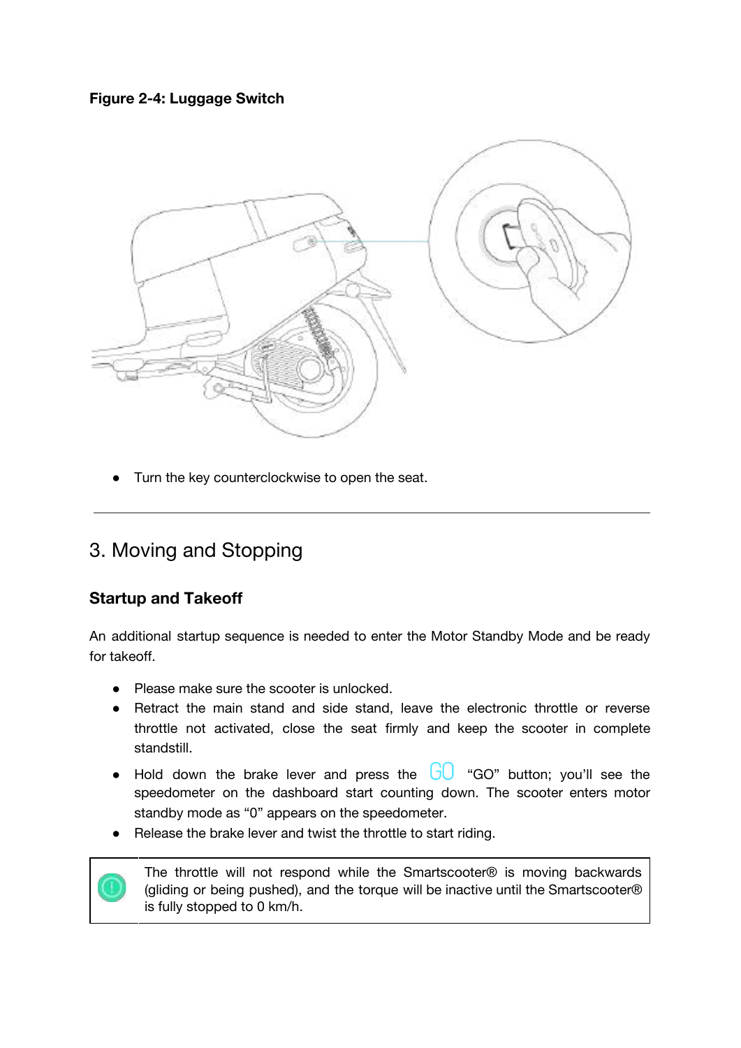**Figure 2-4: Luggage Switch**

- Turn the key counterclockwise to open the seat.

---

## 3. Moving and Stopping

### Startup and Takeoff

An additional startup sequence is needed to enter the Motor Standby Mode and be ready for takeoff.

- Please make sure the scooter is unlocked.
- Retract the main stand and side stand, leave the electronic throttle or reverse throttle not activated, close the seat firmly and keep the scooter in complete standstill.
- Hold down the brake lever and press the GO "GO" button; you'll see the speedometer on the dashboard start counting down. The scooter enters motor standby mode as "0" appears on the speedometer.
- Release the brake lever and twist the throttle to start riding.

| | |
|---|---|
| ! | The throttle will not respond while the Smartscooter® is moving backwards (gliding or being pushed), and the torque will be inactive until the Smartscooter® is fully stopped to 0 km/h. |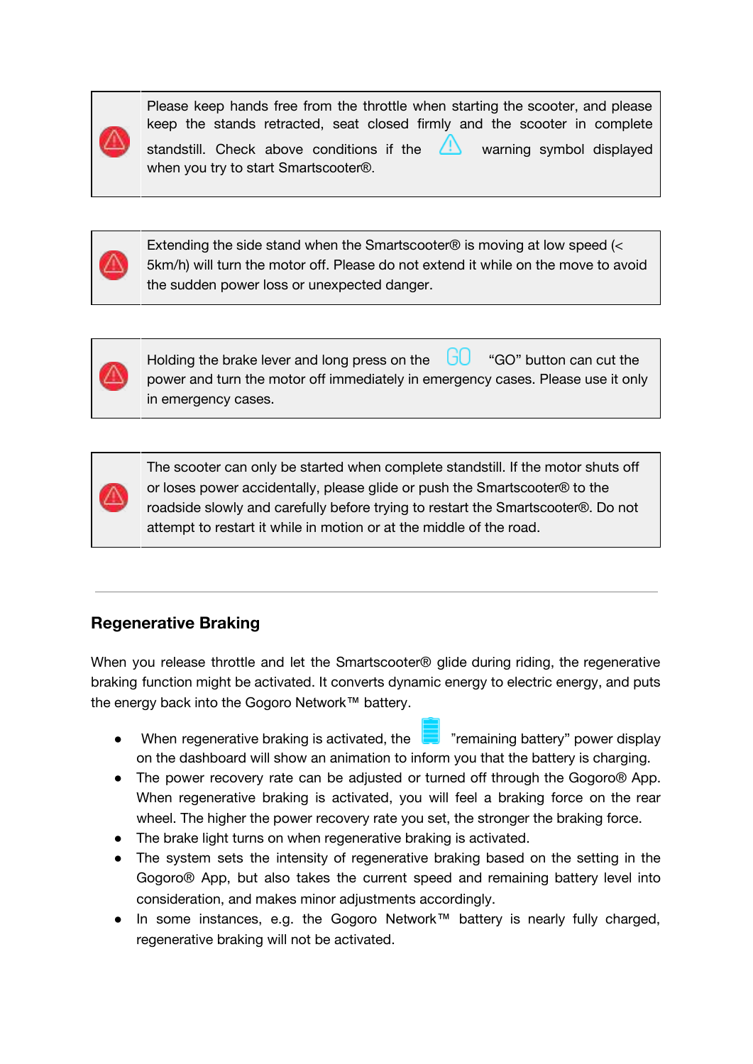| | |
|---|---|
| ⚠ | Please keep hands free from the throttle when starting the scooter, and please keep the stands retracted, seat closed firmly and the scooter in complete standstill. Check above conditions if the ⚠ warning symbol displayed when you try to start Smartscooter®. |

| | |
|---|---|
| ⚠ | Extending the side stand when the Smartscooter® is moving at low speed (< 5km/h) will turn the motor off. Please do not extend it while on the move to avoid the sudden power loss or unexpected danger. |

| | |
|---|---|
| ⚠ | Holding the brake lever and long press on the GO "GO" button can cut the power and turn the motor off immediately in emergency cases. Please use it only in emergency cases. |

| | |
|---|---|
| ⚠ | The scooter can only be started when complete standstill. If the motor shuts off or loses power accidentally, please glide or push the Smartscooter® to the roadside slowly and carefully before trying to restart the Smartscooter®. Do not attempt to restart it while in motion or at the middle of the road. |

---

## Regenerative Braking

When you release throttle and let the Smartscooter® glide during riding, the regenerative braking function might be activated. It converts dynamic energy to electric energy, and puts the energy back into the Gogoro Network™ battery.

- When regenerative braking is activated, the "remaining battery" power display on the dashboard will show an animation to inform you that the battery is charging.
- The power recovery rate can be adjusted or turned off through the Gogoro® App. When regenerative braking is activated, you will feel a braking force on the rear wheel. The higher the power recovery rate you set, the stronger the braking force.
- The brake light turns on when regenerative braking is activated.
- The system sets the intensity of regenerative braking based on the setting in the Gogoro® App, but also takes the current speed and remaining battery level into consideration, and makes minor adjustments accordingly.
- In some instances, e.g. the Gogoro Network™ battery is nearly fully charged, regenerative braking will not be activated.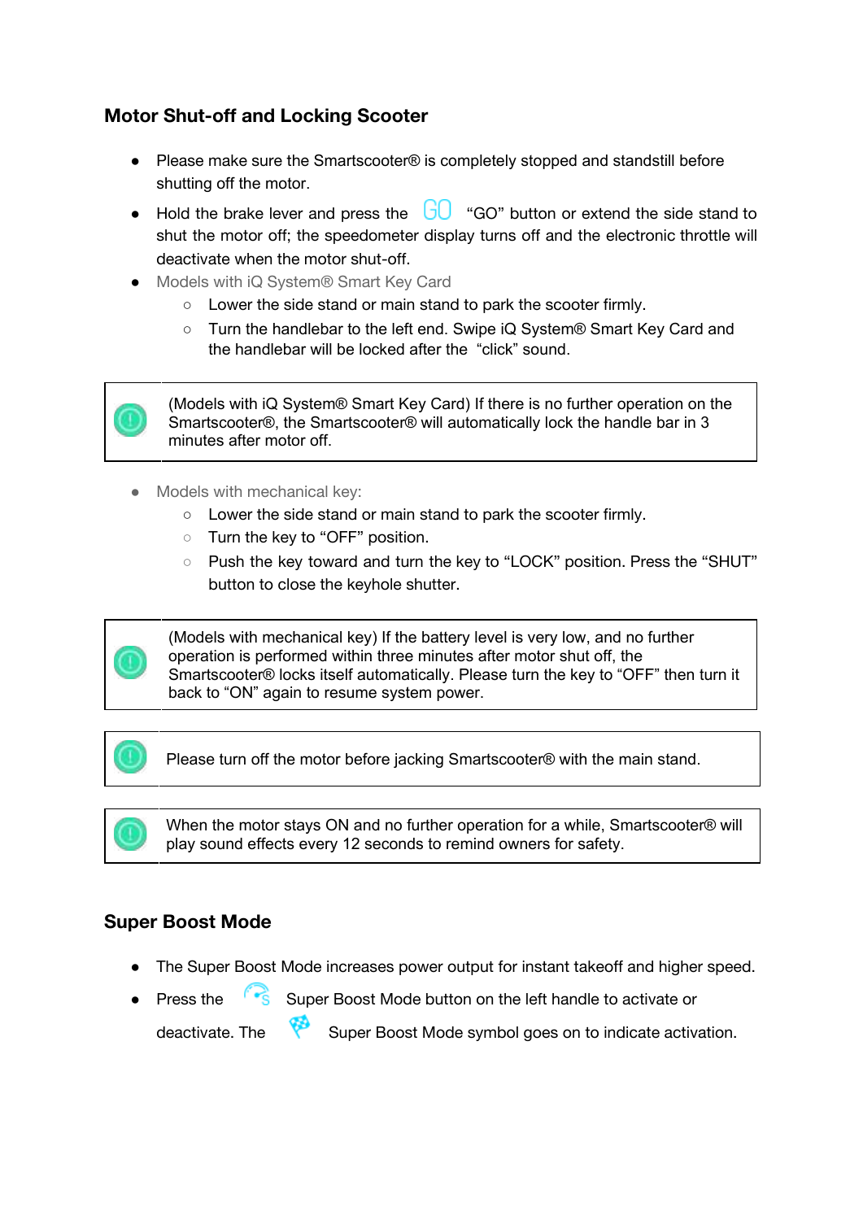## Motor Shut-off and Locking Scooter

- Please make sure the Smartscooter® is completely stopped and standstill before shutting off the motor.
- Hold the brake lever and press the GO "GO" button or extend the side stand to shut the motor off; the speedometer display turns off and the electronic throttle will deactivate when the motor shut-off.
- Models with iQ System® Smart Key Card
    - Lower the side stand or main stand to park the scooter firmly.
    - Turn the handlebar to the left end. Swipe iQ System® Smart Key Card and the handlebar will be locked after the "click" sound.

| | |
|---|---|
| ⓘ | (Models with iQ System® Smart Key Card) If there is no further operation on the Smartscooter®, the Smartscooter® will automatically lock the handle bar in 3 minutes after motor off. |

- Models with mechanical key:
    - Lower the side stand or main stand to park the scooter firmly.
    - Turn the key to "OFF" position.
    - Push the key toward and turn the key to "LOCK" position. Press the "SHUT" button to close the keyhole shutter.

| | |
|---|---|
| ⓘ | (Models with mechanical key) If the battery level is very low, and no further operation is performed within three minutes after motor shut off, the Smartscooter® locks itself automatically. Please turn the key to "OFF" then turn it back to "ON" again to resume system power. |

| | |
|---|---|
| ⓘ | Please turn off the motor before jacking Smartscooter® with the main stand. |

| | |
|---|---|
| ⓘ | When the motor stays ON and no further operation for a while, Smartscooter® will play sound effects every 12 seconds to remind owners for safety. |

## Super Boost Mode

- The Super Boost Mode increases power output for instant takeoff and higher speed.
- Press the Super Boost Mode button on the left handle to activate or deactivate. The Super Boost Mode symbol goes on to indicate activation.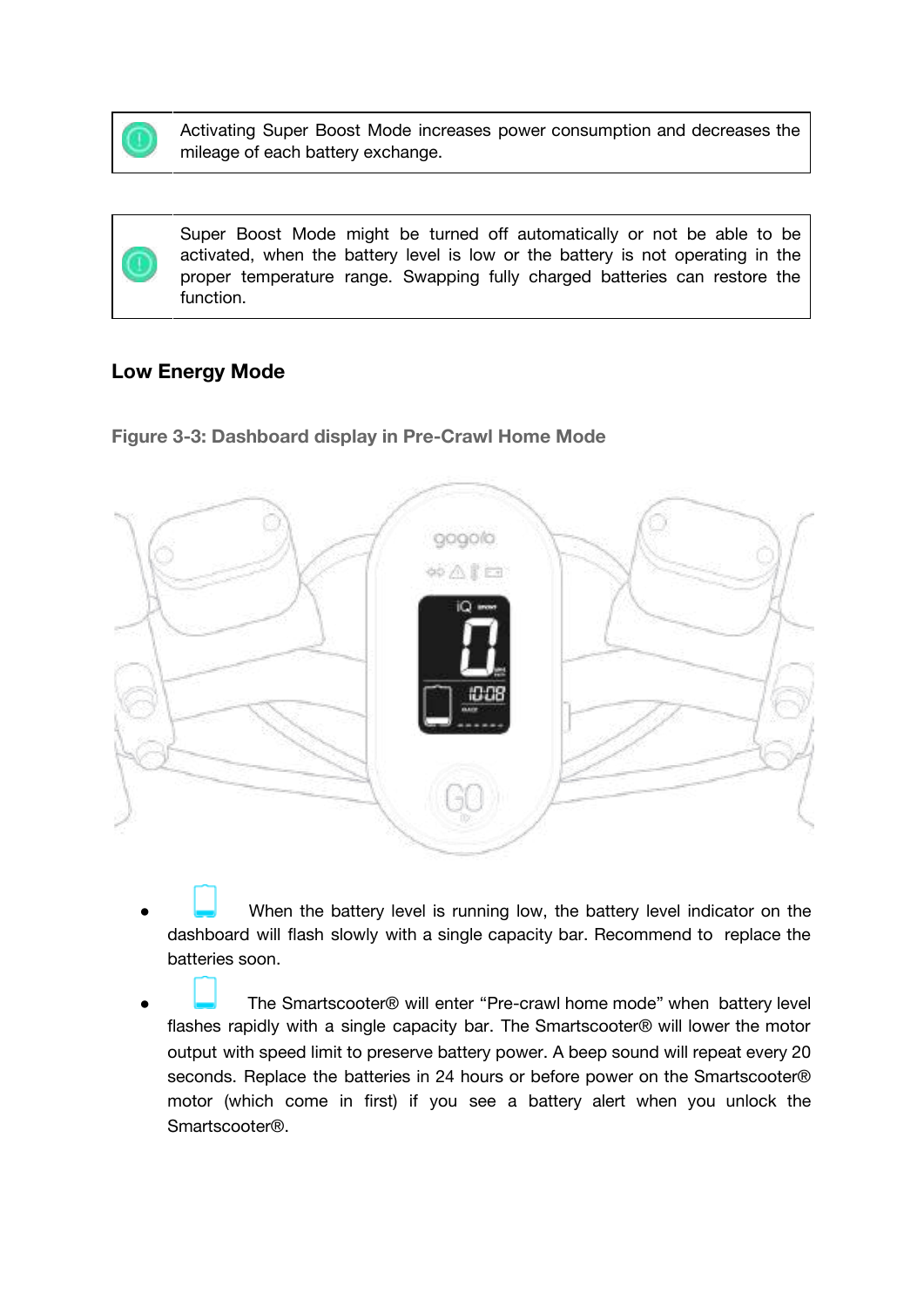| | |
|---|---|
| ⓘ | Activating Super Boost Mode increases power consumption and decreases the mileage of each battery exchange. |

| | |
|---|---|
| ⓘ | Super Boost Mode might be turned off automatically or not be able to be activated, when the battery level is low or the battery is not operating in the proper temperature range. Swapping fully charged batteries can restore the function. |

## Low Energy Mode

**Figure 3-3: Dashboard display in Pre-Crawl Home Mode**

- When the battery level is running low, the battery level indicator on the dashboard will flash slowly with a single capacity bar. Recommend to replace the batteries soon.
- The Smartscooter® will enter "Pre-crawl home mode" when battery level flashes rapidly with a single capacity bar. The Smartscooter® will lower the motor output with speed limit to preserve battery power. A beep sound will repeat every 20 seconds. Replace the batteries in 24 hours or before power on the Smartscooter® motor (which come in first) if you see a battery alert when you unlock the Smartscooter®.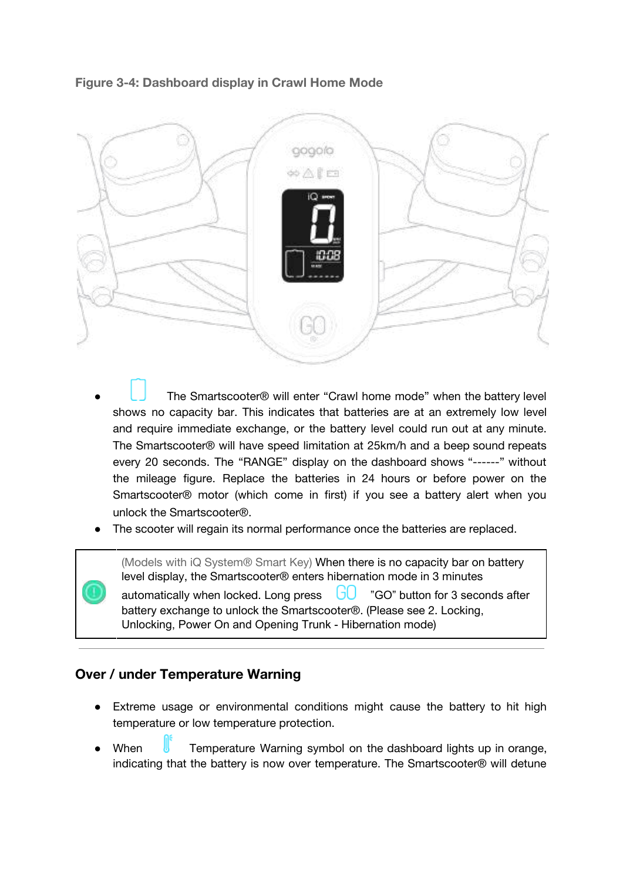**Figure 3-4: Dashboard display in Crawl Home Mode**

- The Smartscooter® will enter "Crawl home mode" when the battery level shows no capacity bar. This indicates that batteries are at an extremely low level and require immediate exchange, or the battery level could run out at any minute. The Smartscooter® will have speed limitation at 25km/h and a beep sound repeats every 20 seconds. The "RANGE" display on the dashboard shows "------" without the mileage figure. Replace the batteries in 24 hours or before power on the Smartscooter® motor (which come in first) if you see a battery alert when you unlock the Smartscooter®.
- The scooter will regain its normal performance once the batteries are replaced.

| | |
|---|---|
| ! | (Models with iQ System® Smart Key) When there is no capacity bar on battery level display, the Smartscooter® enters hibernation mode in 3 minutes automatically when locked. Long press GO "GO" button for 3 seconds after battery exchange to unlock the Smartscooter®. (Please see 2. Locking, Unlocking, Power On and Opening Trunk - Hibernation mode) |

## Over / under Temperature Warning

- Extreme usage or environmental conditions might cause the battery to hit high temperature or low temperature protection.
- When Temperature Warning symbol on the dashboard lights up in orange, indicating that the battery is now over temperature. The Smartscooter® will detune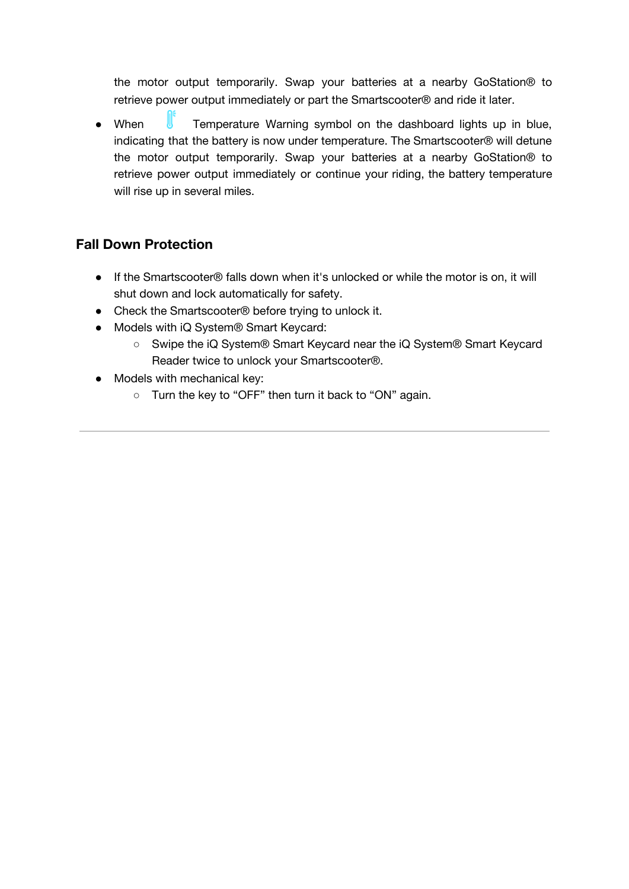the motor output temporarily. Swap your batteries at a nearby GoStation® to retrieve power output immediately or part the Smartscooter® and ride it later.

- When Temperature Warning symbol on the dashboard lights up in blue, indicating that the battery is now under temperature. The Smartscooter® will detune the motor output temporarily. Swap your batteries at a nearby GoStation® to retrieve power output immediately or continue your riding, the battery temperature will rise up in several miles.

## Fall Down Protection

- If the Smartscooter® falls down when it's unlocked or while the motor is on, it will shut down and lock automatically for safety.
- Check the Smartscooter® before trying to unlock it.
- Models with iQ System® Smart Keycard:
  - Swipe the iQ System® Smart Keycard near the iQ System® Smart Keycard Reader twice to unlock your Smartscooter®.
- Models with mechanical key:
  - Turn the key to “OFF” then turn it back to “ON” again.

---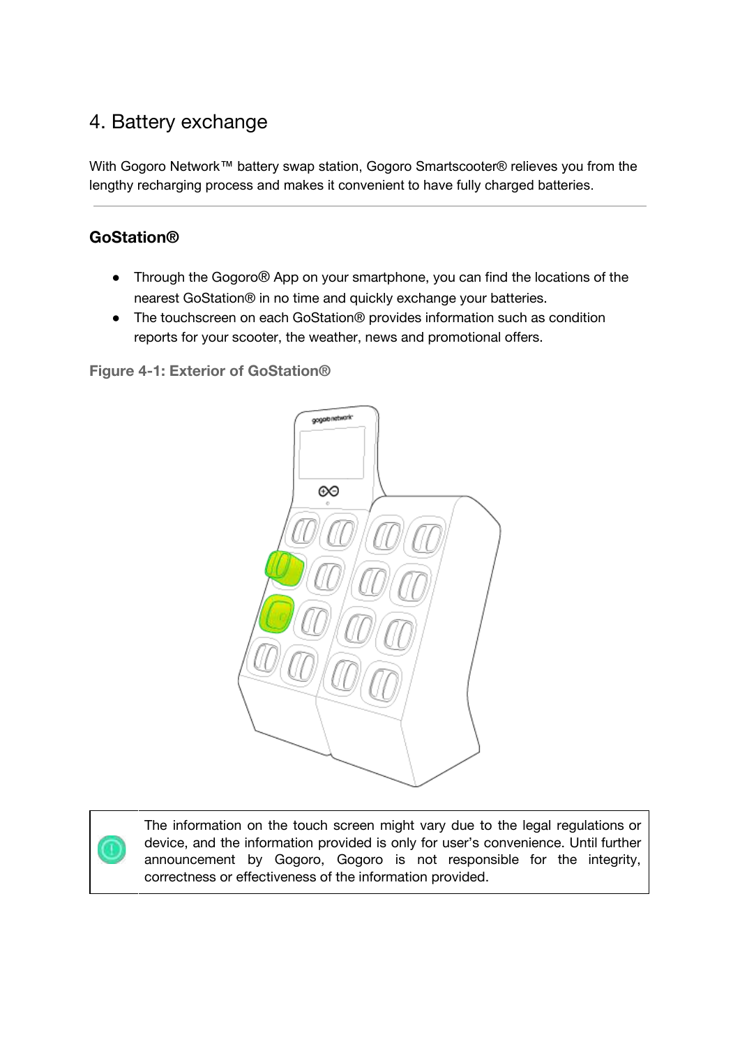# 4. Battery exchange

With Gogoro Network™ battery swap station, Gogoro Smartscooter® relieves you from the lengthy recharging process and makes it convenient to have fully charged batteries.

---

## GoStation®

- Through the Gogoro® App on your smartphone, you can find the locations of the nearest GoStation® in no time and quickly exchange your batteries.
- The touchscreen on each GoStation® provides information such as condition reports for your scooter, the weather, news and promotional offers.

**Figure 4-1: Exterior of GoStation®**

| | |
|---|---|
| | The information on the touch screen might vary due to the legal regulations or device, and the information provided is only for user's convenience. Until further announcement by Gogoro, Gogoro is not responsible for the integrity, correctness or effectiveness of the information provided. |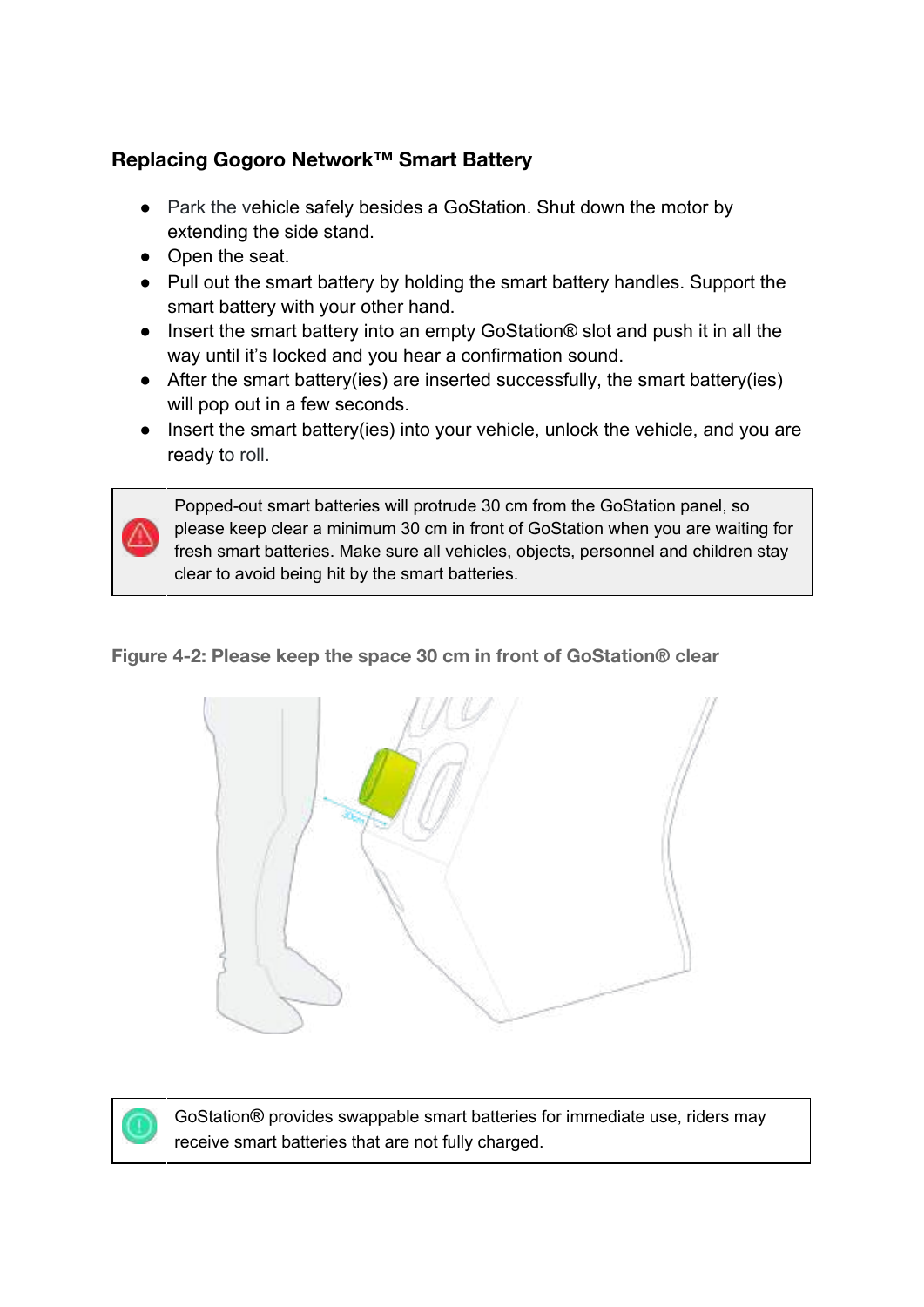### Replacing Gogoro Network™ Smart Battery

- Park the vehicle safely besides a GoStation. Shut down the motor by extending the side stand.
- Open the seat.
- Pull out the smart battery by holding the smart battery handles. Support the smart battery with your other hand.
- Insert the smart battery into an empty GoStation® slot and push it in all the way until it's locked and you hear a confirmation sound.
- After the smart battery(ies) are inserted successfully, the smart battery(ies) will pop out in a few seconds.
- Insert the smart battery(ies) into your vehicle, unlock the vehicle, and you are ready to roll.

| | |
|---|---|
| ⚠ | Popped-out smart batteries will protrude 30 cm from the GoStation panel, so please keep clear a minimum 30 cm in front of GoStation when you are waiting for fresh smart batteries. Make sure all vehicles, objects, personnel and children stay clear to avoid being hit by the smart batteries. |

**Figure 4-2: Please keep the space 30 cm in front of GoStation® clear**

| | |
|---|---|
| ! | GoStation® provides swappable smart batteries for immediate use, riders may receive smart batteries that are not fully charged. |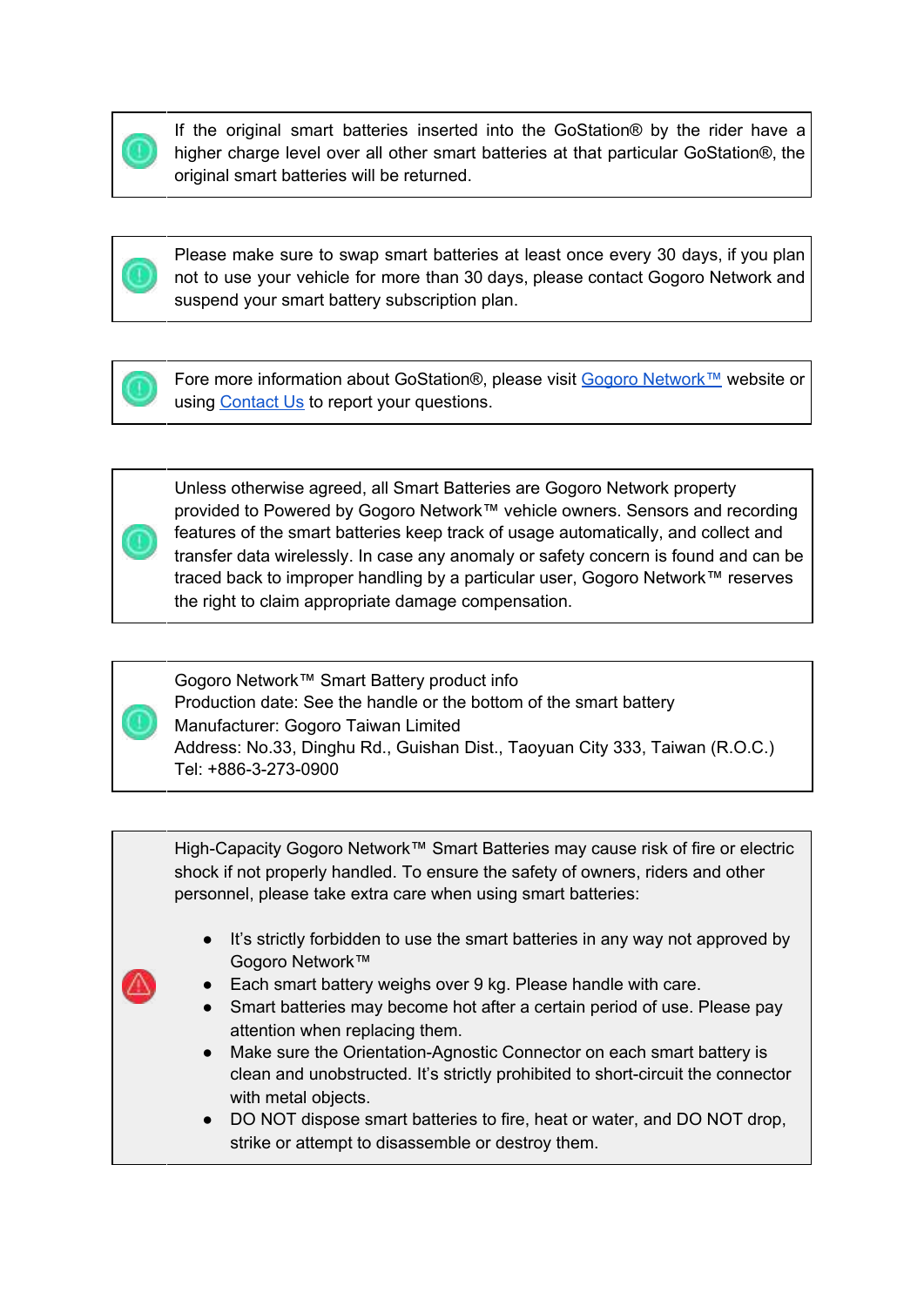If the original smart batteries inserted into the GoStation® by the rider have a higher charge level over all other smart batteries at that particular GoStation®, the original smart batteries will be returned.

Please make sure to swap smart batteries at least once every 30 days, if you plan not to use your vehicle for more than 30 days, please contact Gogoro Network and suspend your smart battery subscription plan.

Fore more information about GoStation®, please visit Gogoro Network™ website or using Contact Us to report your questions.

Unless otherwise agreed, all Smart Batteries are Gogoro Network property provided to Powered by Gogoro Network™ vehicle owners. Sensors and recording features of the smart batteries keep track of usage automatically, and collect and transfer data wirelessly. In case any anomaly or safety concern is found and can be traced back to improper handling by a particular user, Gogoro Network™ reserves the right to claim appropriate damage compensation.

Gogoro Network™ Smart Battery product info
Production date: See the handle or the bottom of the smart battery
Manufacturer: Gogoro Taiwan Limited
Address: No.33, Dinghu Rd., Guishan Dist., Taoyuan City 333, Taiwan (R.O.C.)
Tel: +886-3-273-0900

High-Capacity Gogoro Network™ Smart Batteries may cause risk of fire or electric shock if not properly handled. To ensure the safety of owners, riders and other personnel, please take extra care when using smart batteries:

- It's strictly forbidden to use the smart batteries in any way not approved by Gogoro Network™
- Each smart battery weighs over 9 kg. Please handle with care.
- Smart batteries may become hot after a certain period of use. Please pay attention when replacing them.
- Make sure the Orientation-Agnostic Connector on each smart battery is clean and unobstructed. It's strictly prohibited to short-circuit the connector with metal objects.
- DO NOT dispose smart batteries to fire, heat or water, and DO NOT drop, strike or attempt to disassemble or destroy them.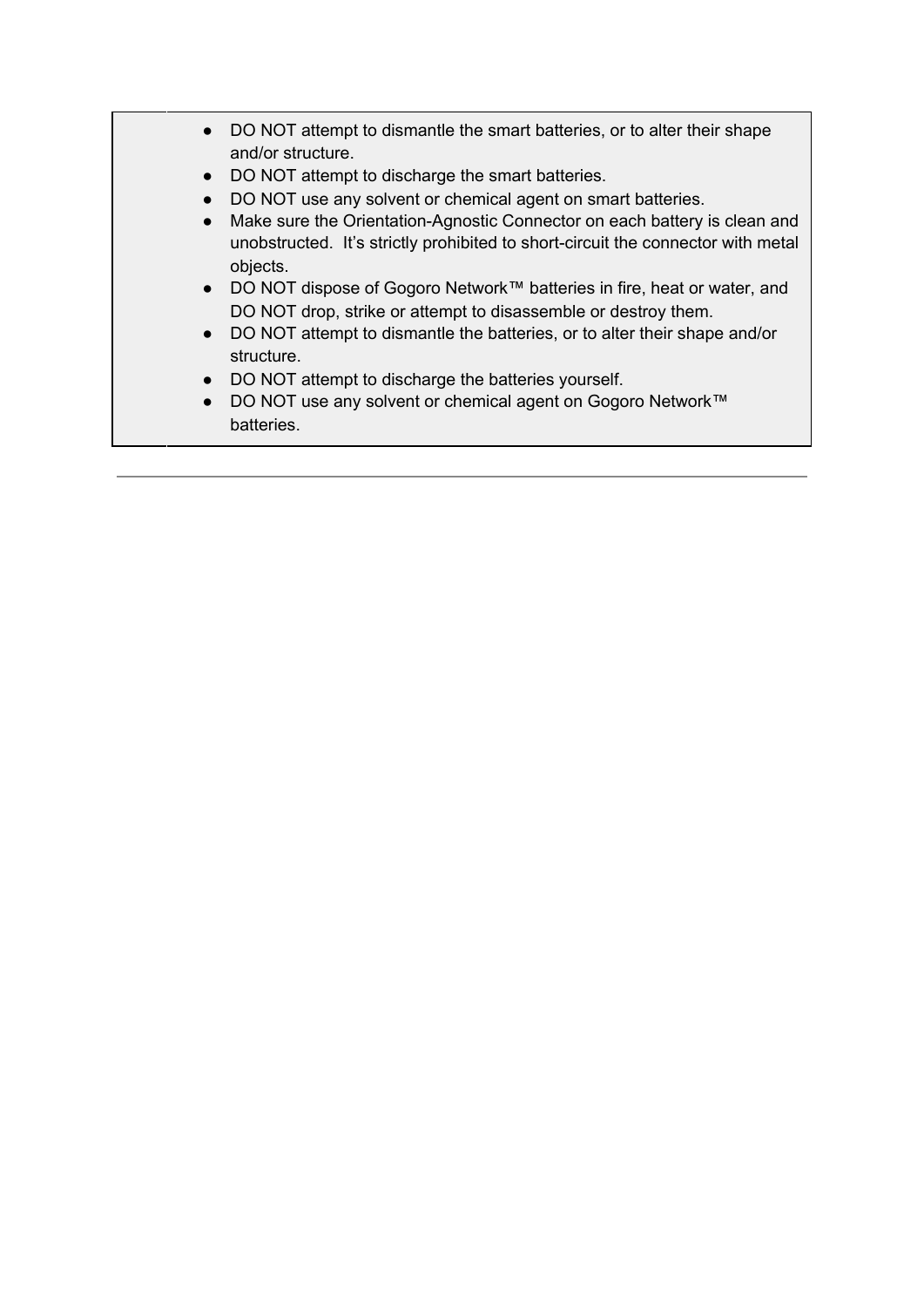| | |
|---|---|
| | - DO NOT attempt to dismantle the smart batteries, or to alter their shape and/or structure.<br>- DO NOT attempt to discharge the smart batteries.<br>- DO NOT use any solvent or chemical agent on smart batteries.<br>- Make sure the Orientation-Agnostic Connector on each battery is clean and unobstructed. It's strictly prohibited to short-circuit the connector with metal objects.<br>- DO NOT dispose of Gogoro Network™ batteries in fire, heat or water, and DO NOT drop, strike or attempt to disassemble or destroy them.<br>- DO NOT attempt to dismantle the batteries, or to alter their shape and/or structure.<br>- DO NOT attempt to discharge the batteries yourself.<br>- DO NOT use any solvent or chemical agent on Gogoro Network™ batteries. |

---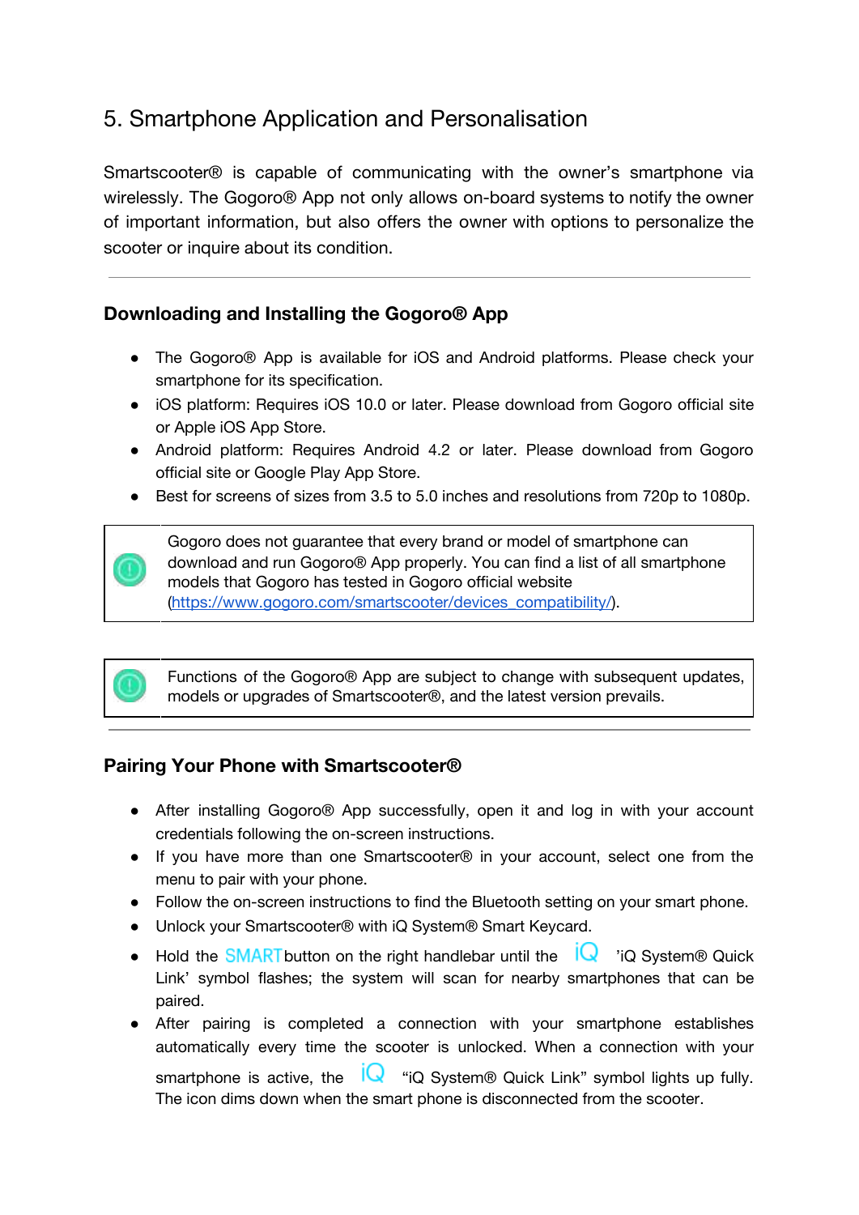# 5. Smartphone Application and Personalisation

Smartscooter® is capable of communicating with the owner's smartphone via wirelessly. The Gogoro® App not only allows on-board systems to notify the owner of important information, but also offers the owner with options to personalize the scooter or inquire about its condition.

---

## Downloading and Installing the Gogoro® App

- The Gogoro® App is available for iOS and Android platforms. Please check your smartphone for its specification.
- iOS platform: Requires iOS 10.0 or later. Please download from Gogoro official site or Apple iOS App Store.
- Android platform: Requires Android 4.2 or later. Please download from Gogoro official site or Google Play App Store.
- Best for screens of sizes from 3.5 to 5.0 inches and resolutions from 720p to 1080p.

| | |
|---|---|
| ! | Gogoro does not guarantee that every brand or model of smartphone can download and run Gogoro® App properly. You can find a list of all smartphone models that Gogoro has tested in Gogoro official website (https://www.gogoro.com/smartscooter/devices_compatibility/). |

| | |
|---|---|
| ! | Functions of the Gogoro® App are subject to change with subsequent updates, models or upgrades of Smartscooter®, and the latest version prevails. |

---

## Pairing Your Phone with Smartscooter®

- After installing Gogoro® App successfully, open it and log in with your account credentials following the on-screen instructions.
- If you have more than one Smartscooter® in your account, select one from the menu to pair with your phone.
- Follow the on-screen instructions to find the Bluetooth setting on your smart phone.
- Unlock your Smartscooter® with iQ System® Smart Keycard.
- Hold the SMART button on the right handlebar until the iQ 'iQ System® Quick Link' symbol flashes; the system will scan for nearby smartphones that can be paired.
- After pairing is completed a connection with your smartphone establishes automatically every time the scooter is unlocked. When a connection with your smartphone is active, the iQ "iQ System® Quick Link" symbol lights up fully. The icon dims down when the smart phone is disconnected from the scooter.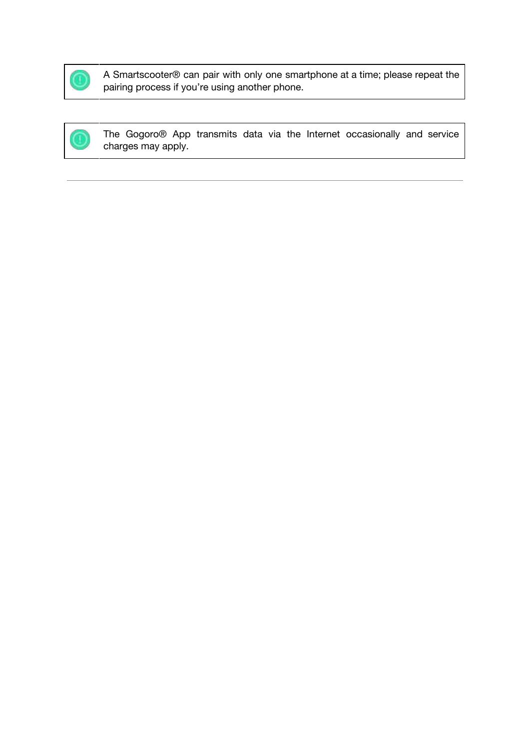> A Smartscooter® can pair with only one smartphone at a time; please repeat the pairing process if you're using another phone.

> The Gogoro® App transmits data via the Internet occasionally and service charges may apply.

---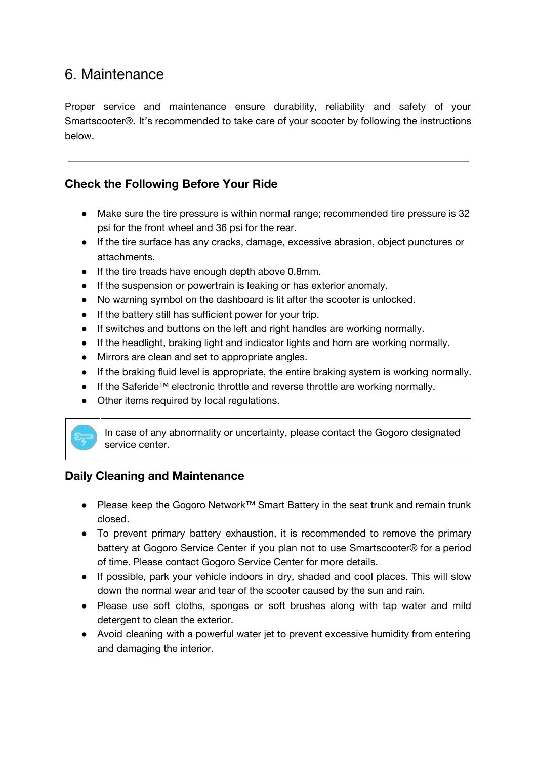# 6. Maintenance

Proper service and maintenance ensure durability, reliability and safety of your Smartscooter®. It's recommended to take care of your scooter by following the instructions below.

---

### Check the Following Before Your Ride

- Make sure the tire pressure is within normal range; recommended tire pressure is 32 psi for the front wheel and 36 psi for the rear.
- If the tire surface has any cracks, damage, excessive abrasion, object punctures or attachments.
- If the tire treads have enough depth above 0.8mm.
- If the suspension or powertrain is leaking or has exterior anomaly.
- No warning symbol on the dashboard is lit after the scooter is unlocked.
- If the battery still has sufficient power for your trip.
- If switches and buttons on the left and right handles are working normally.
- If the headlight, braking light and indicator lights and horn are working normally.
- Mirrors are clean and set to appropriate angles.
- If the braking fluid level is appropriate, the entire braking system is working normally.
- If the Saferide™ electronic throttle and reverse throttle are working normally.
- Other items required by local regulations.

> In case of any abnormality or uncertainty, please contact the Gogoro designated service center.

### Daily Cleaning and Maintenance

- Please keep the Gogoro Network™ Smart Battery in the seat trunk and remain trunk closed.
- To prevent primary battery exhaustion, it is recommended to remove the primary battery at Gogoro Service Center if you plan not to use Smartscooter® for a period of time. Please contact Gogoro Service Center for more details.
- If possible, park your vehicle indoors in dry, shaded and cool places. This will slow down the normal wear and tear of the scooter caused by the sun and rain.
- Please use soft cloths, sponges or soft brushes along with tap water and mild detergent to clean the exterior.
- Avoid cleaning with a powerful water jet to prevent excessive humidity from entering and damaging the interior.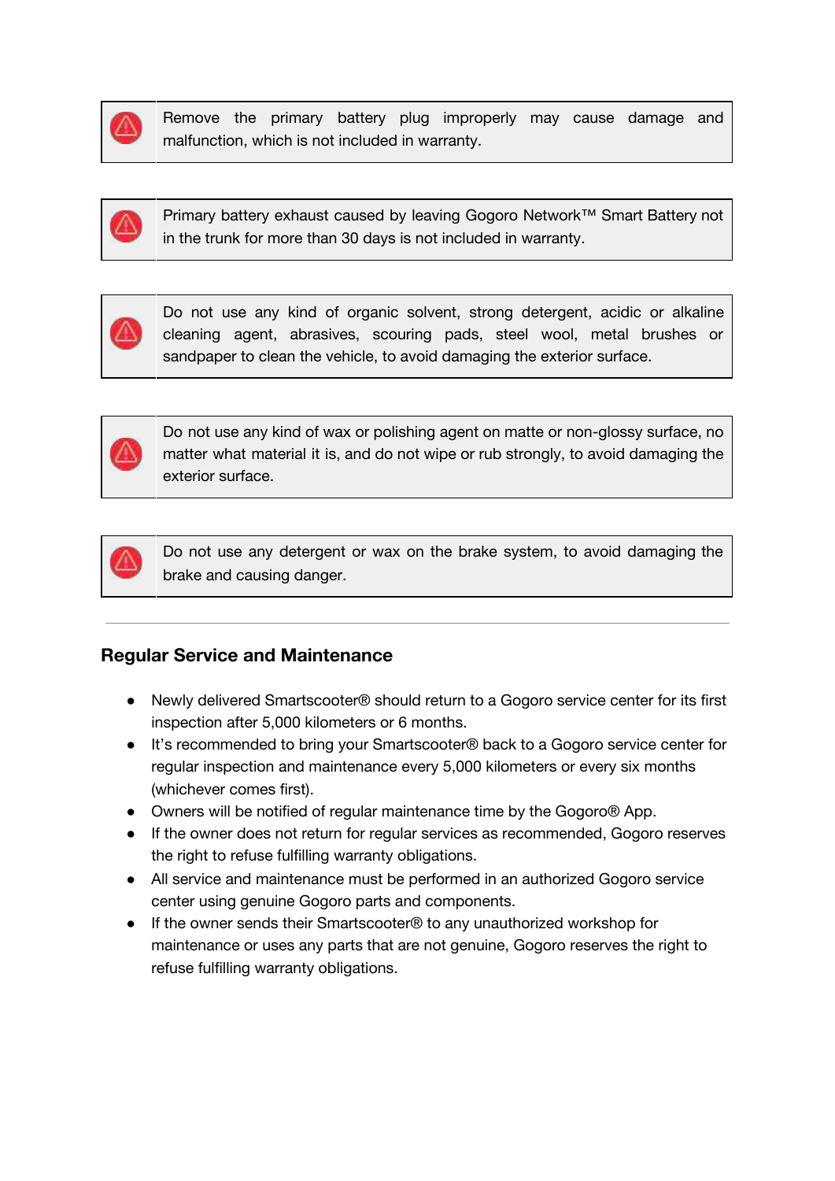| | |
|---|---|
| ⚠ | Remove the primary battery plug improperly may cause damage and malfunction, which is not included in warranty. |

| | |
|---|---|
| ⚠ | Primary battery exhaust caused by leaving Gogoro Network™ Smart Battery not in the trunk for more than 30 days is not included in warranty. |

| | |
|---|---|
| ⚠ | Do not use any kind of organic solvent, strong detergent, acidic or alkaline cleaning agent, abrasives, scouring pads, steel wool, metal brushes or sandpaper to clean the vehicle, to avoid damaging the exterior surface. |

| | |
|---|---|
| ⚠ | Do not use any kind of wax or polishing agent on matte or non-glossy surface, no matter what material it is, and do not wipe or rub strongly, to avoid damaging the exterior surface. |

| | |
|---|---|
| ⚠ | Do not use any detergent or wax on the brake system, to avoid damaging the brake and causing danger. |

---

## Regular Service and Maintenance

- Newly delivered Smartscooter® should return to a Gogoro service center for its first inspection after 5,000 kilometers or 6 months.
- It's recommended to bring your Smartscooter® back to a Gogoro service center for regular inspection and maintenance every 5,000 kilometers or every six months (whichever comes first).
- Owners will be notified of regular maintenance time by the Gogoro® App.
- If the owner does not return for regular services as recommended, Gogoro reserves the right to refuse fulfilling warranty obligations.
- All service and maintenance must be performed in an authorized Gogoro service center using genuine Gogoro parts and components.
- If the owner sends their Smartscooter® to any unauthorized workshop for maintenance or uses any parts that are not genuine, Gogoro reserves the right to refuse fulfilling warranty obligations.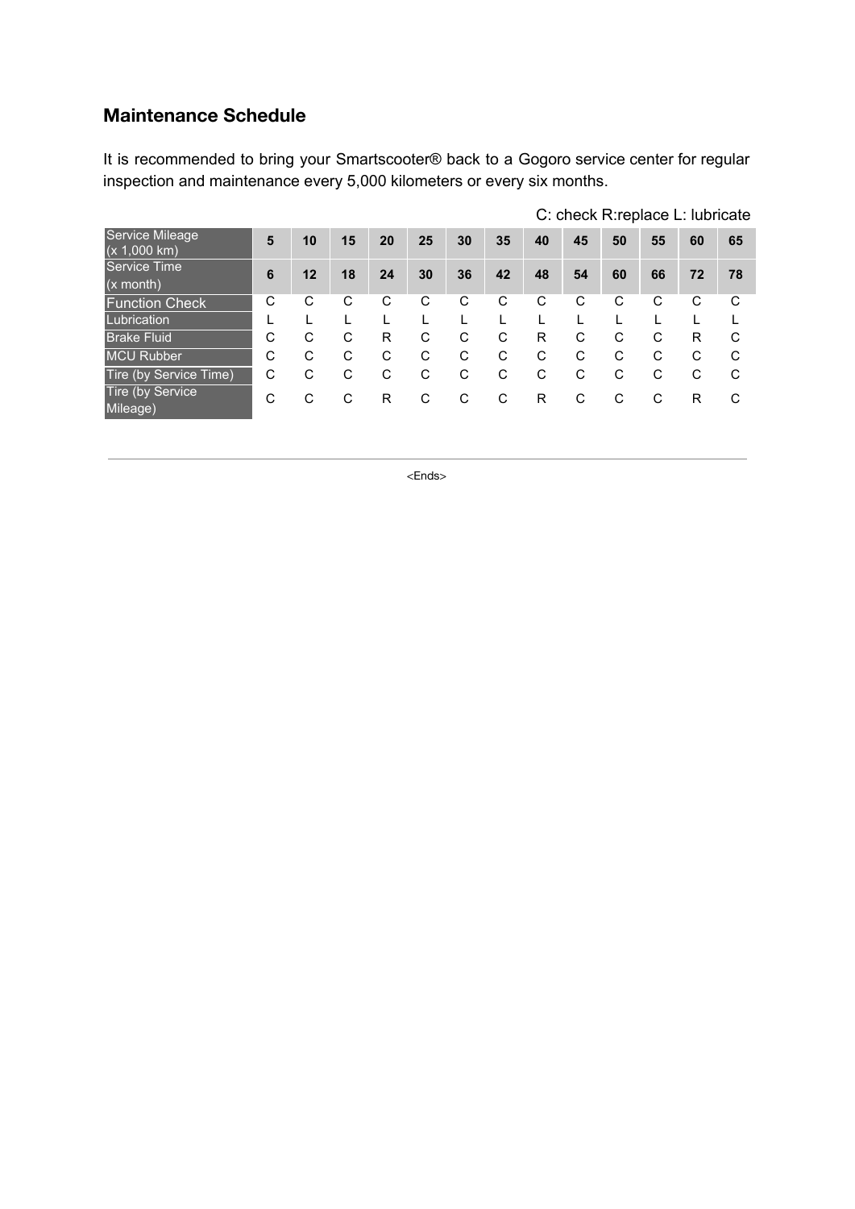## Maintenance Schedule

It is recommended to bring your Smartscooter® back to a Gogoro service center for regular inspection and maintenance every 5,000 kilometers or every six months.

C: check R:replace L: lubricate

| Service Mileage (x 1,000 km) | 5 | 10 | 15 | 20 | 25 | 30 | 35 | 40 | 45 | 50 | 55 | 60 | 65 |
|---|---|---|---|---|---|---|---|---|---|---|---|---|---|
| Service Time (x month) | 6 | 12 | 18 | 24 | 30 | 36 | 42 | 48 | 54 | 60 | 66 | 72 | 78 |
| Function Check | C | C | C | C | C | C | C | C | C | C | C | C | C |
| Lubrication | L | L | L | L | L | L | L | L | L | L | L | L | L |
| Brake Fluid | C | C | C | R | C | C | C | R | C | C | C | R | C |
| MCU Rubber | C | C | C | C | C | C | C | C | C | C | C | C | C |
| Tire (by Service Time) | C | C | C | C | C | C | C | C | C | C | C | C | C |
| Tire (by Service Mileage) | C | C | C | R | C | C | C | R | C | C | C | R | C |

<Ends>